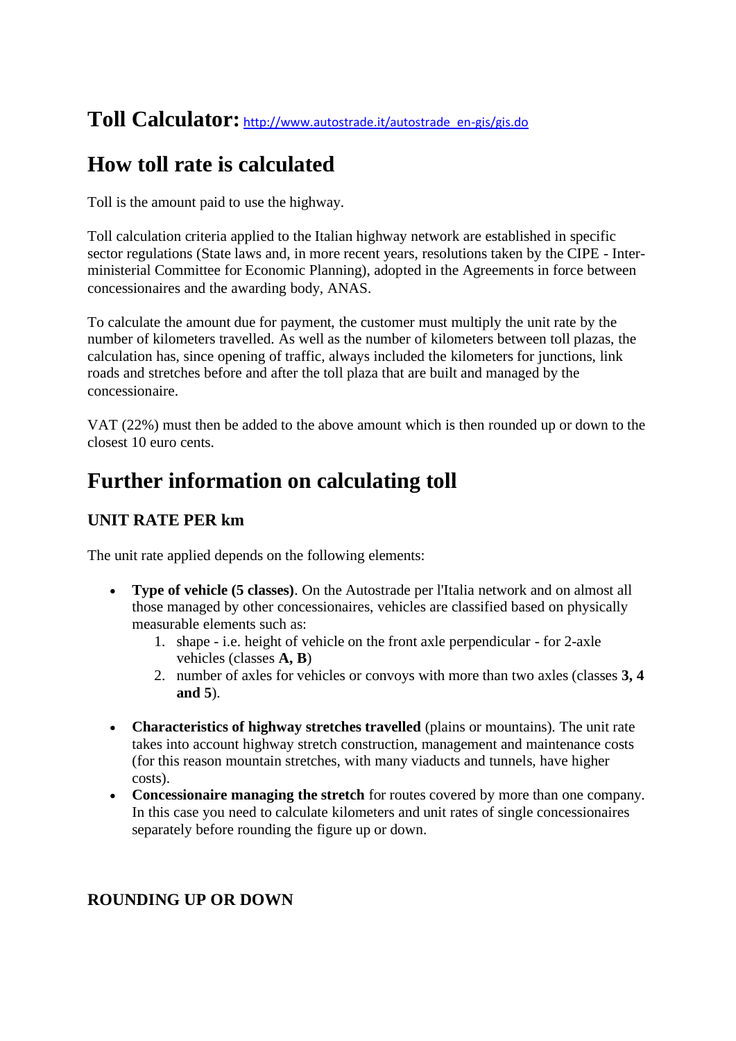# Toll Calculator: http://www.autostrade.it/autostrade_en-gis/gis.do

# How toll rate is calculated

Toll is the amount paid to use the highway.

Toll calculation criteria applied to the Italian highway network are established in specific sector regulations (State laws and, in more recent years, resolutions taken by the CIPE - Inter-ministerial Committee for Economic Planning), adopted in the Agreements in force between concessionaires and the awarding body, ANAS.

To calculate the amount due for payment, the customer must multiply the unit rate by the number of kilometers travelled. As well as the number of kilometers between toll plazas, the calculation has, since opening of traffic, always included the kilometers for junctions, link roads and stretches before and after the toll plaza that are built and managed by the concessionaire.

VAT (22%) must then be added to the above amount which is then rounded up or down to the closest 10 euro cents.

# Further information on calculating toll

### UNIT RATE PER km

The unit rate applied depends on the following elements:

- **Type of vehicle (5 classes)**. On the Autostrade per l'Italia network and on almost all those managed by other concessionaires, vehicles are classified based on physically measurable elements such as:
  1. shape - i.e. height of vehicle on the front axle perpendicular - for 2-axle vehicles (classes **A, B**)
  2. number of axles for vehicles or convoys with more than two axles (classes **3, 4 and 5**).
- **Characteristics of highway stretches travelled** (plains or mountains). The unit rate takes into account highway stretch construction, management and maintenance costs (for this reason mountain stretches, with many viaducts and tunnels, have higher costs).
- **Concessionaire managing the stretch** for routes covered by more than one company. In this case you need to calculate kilometers and unit rates of single concessionaires separately before rounding the figure up or down.

### ROUNDING UP OR DOWN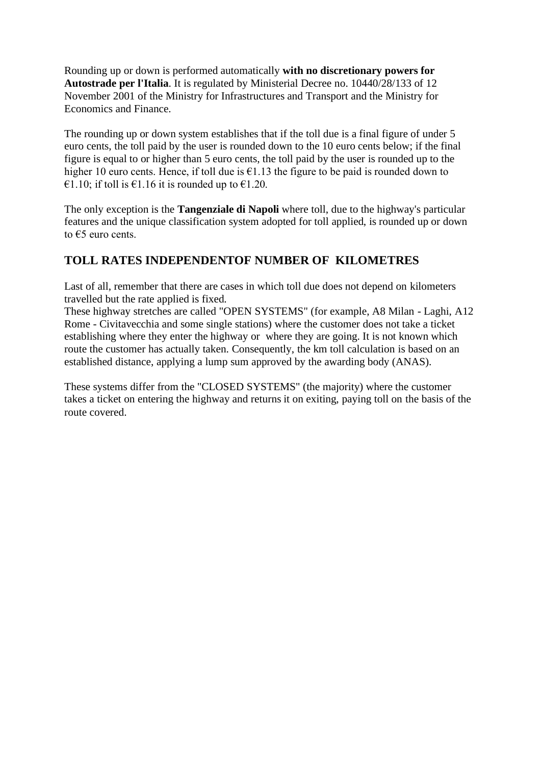Rounding up or down is performed automatically **with no discretionary powers for Autostrade per l'Italia**. It is regulated by Ministerial Decree no. 10440/28/133 of 12 November 2001 of the Ministry for Infrastructures and Transport and the Ministry for Economics and Finance.

The rounding up or down system establishes that if the toll due is a final figure of under 5 euro cents, the toll paid by the user is rounded down to the 10 euro cents below; if the final figure is equal to or higher than 5 euro cents, the toll paid by the user is rounded up to the higher 10 euro cents. Hence, if toll due is €1.13 the figure to be paid is rounded down to €1.10; if toll is €1.16 it is rounded up to €1.20.

The only exception is the **Tangenziale di Napoli** where toll, due to the highway's particular features and the unique classification system adopted for toll applied, is rounded up or down to €5 euro cents.

## TOLL RATES INDEPENDENTOF NUMBER OF KILOMETRES

Last of all, remember that there are cases in which toll due does not depend on kilometers travelled but the rate applied is fixed.
These highway stretches are called "OPEN SYSTEMS" (for example, A8 Milan - Laghi, A12 Rome - Civitavecchia and some single stations) where the customer does not take a ticket establishing where they enter the highway or where they are going. It is not known which route the customer has actually taken. Consequently, the km toll calculation is based on an established distance, applying a lump sum approved by the awarding body (ANAS).

These systems differ from the "CLOSED SYSTEMS" (the majority) where the customer takes a ticket on entering the highway and returns it on exiting, paying toll on the basis of the route covered.